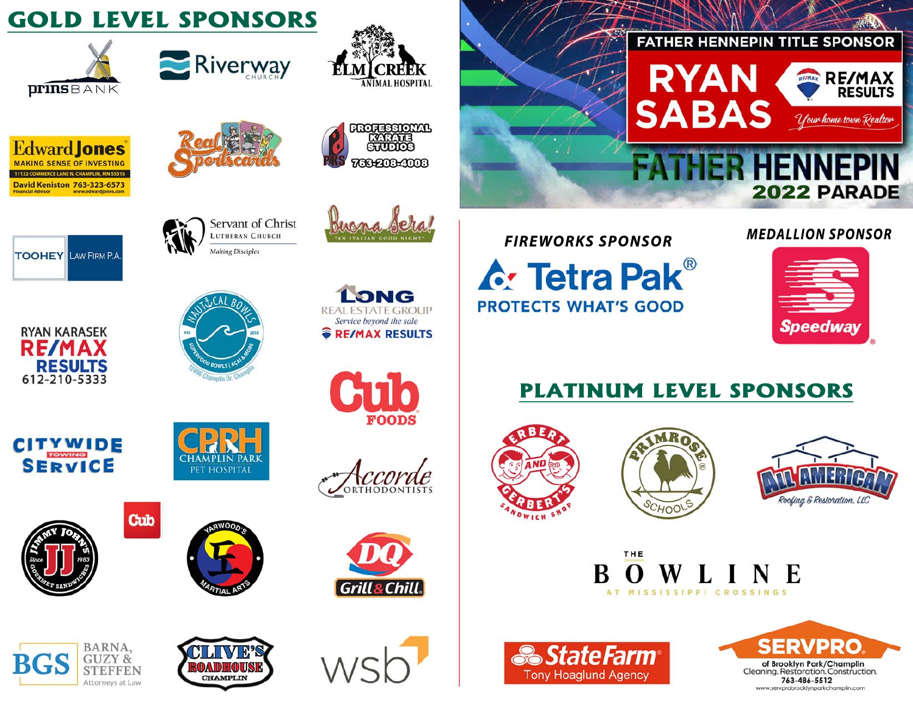## GOLD LEVEL SPONSORS

prinsBANK

Riverway CHURCH

ELM CREEK ANIMAL HOSPITAL

Edward Jones
MAKING SENSE OF INVESTING
11132 COMMERCE LANE N, CHAMPLIN, MN 55316
David Keniston 763-323-6573
Financial Advisor www.edwardjones.com

Real Sportscards

PROFESSIONAL KARATE STUDIOS
PKS 763-208-4008

Servant of Christ
Lutheran Church
Making Disciples

Buona Sera!
"AN ITALIAN GOOD NIGHT"

TOOHEY LAW FIRM P.A.

NAUTICAL BOWLS
est. 2018
SUPERFOOD BOWLS | ACAI & MORE
12496 Champlin Dr, Champlin

LONG REAL ESTATE GROUP
Service beyond the sale
RE/MAX RESULTS

RYAN KARASEK
RE/MAX RESULTS
612-210-5333

Cub FOODS

CITYWIDE TOWING SERVICE

CPPH CHAMPLIN PARK PET HOSPITAL

Accorde ORTHODONTISTS

Cub

JIMMY JOHN'S JJ Since 1983 GOURMET SANDWICHES

YARWOOD'S MARTIAL ARTS

DQ Grill & Chill

BGS BARNA, GUZY & STEFFEN Attorneys at Law

CLIVE'S ROADHOUSE CHAMPLIN

wsb

## FATHER HENNEPIN TITLE SPONSOR

RYAN SABAS
RE/MAX RESULTS
Your home town Realtor

FATHER HENNEPIN 2022 PARADE

### FIREWORKS SPONSOR

Tetra Pak®
PROTECTS WHAT'S GOOD

### MEDALLION SPONSOR

Speedway

## PLATINUM LEVEL SPONSORS

ERBERT AND GERBERT'S SANDWICH SHOP

PRIMROSE SCHOOLS

ALL AMERICAN Roofing & Restoration, LLC

THE BOWLINE AT MISSISSIPPI CROSSINGS

StateFarm
Tony Hoaglund Agency

SERVPRO
of Brooklyn Park/Champlin
Cleaning. Restoration. Construction.
763-486-5512
www.servprobrooklynparkchamplin.com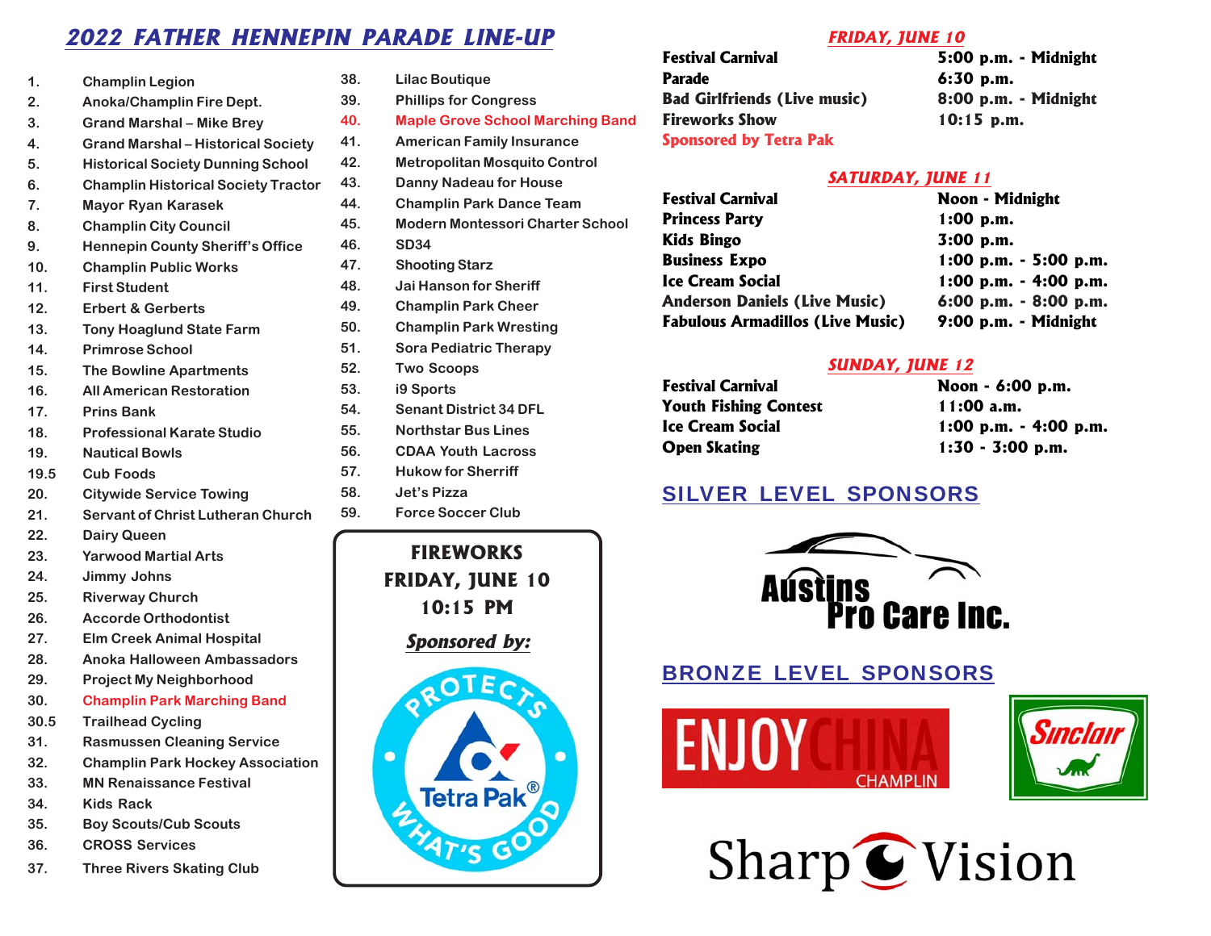# 2022 FATHER HENNEPIN PARADE LINE-UP

| | |
|---|---|
| 1. | Champlin Legion |
| 2. | Anoka/Champlin Fire Dept. |
| 3. | Grand Marshal – Mike Brey |
| 4. | Grand Marshal – Historical Society |
| 5. | Historical Society Dunning School |
| 6. | Champlin Historical Society Tractor |
| 7. | Mayor Ryan Karasek |
| 8. | Champlin City Council |
| 9. | Hennepin County Sheriff's Office |
| 10. | Champlin Public Works |
| 11. | First Student |
| 12. | Erbert & Gerberts |
| 13. | Tony Hoaglund State Farm |
| 14. | Primrose School |
| 15. | The Bowline Apartments |
| 16. | All American Restoration |
| 17. | Prins Bank |
| 18. | Professional Karate Studio |
| 19. | Nautical Bowls |
| 19.5 | Cub Foods |
| 20. | Citywide Service Towing |
| 21. | Servant of Christ Lutheran Church |
| 22. | Dairy Queen |
| 23. | Yarwood Martial Arts |
| 24. | Jimmy Johns |
| 25. | Riverway Church |
| 26. | Accorde Orthodontist |
| 27. | Elm Creek Animal Hospital |
| 28. | Anoka Halloween Ambassadors |
| 29. | Project My Neighborhood |
| 30. | Champlin Park Marching Band |
| 30.5 | Trailhead Cycling |
| 31. | Rasmussen Cleaning Service |
| 32. | Champlin Park Hockey Association |
| 33. | MN Renaissance Festival |
| 34. | Kids Rack |
| 35. | Boy Scouts/Cub Scouts |
| 36. | CROSS Services |
| 37. | Three Rivers Skating Club |
| 38. | Lilac Boutique |
| 39. | Phillips for Congress |
| 40. | Maple Grove School Marching Band |
| 41. | American Family Insurance |
| 42. | Metropolitan Mosquito Control |
| 43. | Danny Nadeau for House |
| 44. | Champlin Park Dance Team |
| 45. | Modern Montessori Charter School |
| 46. | SD34 |
| 47. | Shooting Starz |
| 48. | Jai Hanson for Sheriff |
| 49. | Champlin Park Cheer |
| 50. | Champlin Park Wresting |
| 51. | Sora Pediatric Therapy |
| 52. | Two Scoops |
| 53. | i9 Sports |
| 54. | Senant District 34 DFL |
| 55. | Northstar Bus Lines |
| 56. | CDAA Youth Lacross |
| 57. | Hukow for Sherriff |
| 58. | Jet's Pizza |
| 59. | Force Soccer Club |

**FIREWORKS**
**FRIDAY, JUNE 10**
**10:15 PM**

***Sponsored by:***

PROTECTS WHAT'S GOOD – Tetra Pak®

## FRIDAY, JUNE 10

| | |
|---|---|
| Festival Carnival | 5:00 p.m. - Midnight |
| Parade | 6:30 p.m. |
| Bad Girlfriends (Live music) | 8:00 p.m. - Midnight |
| Fireworks Show | 10:15 p.m. |

Sponsored by Tetra Pak

## SATURDAY, JUNE 11

| | |
|---|---|
| Festival Carnival | Noon - Midnight |
| Princess Party | 1:00 p.m. |
| Kids Bingo | 3:00 p.m. |
| Business Expo | 1:00 p.m. - 5:00 p.m. |
| Ice Cream Social | 1:00 p.m. - 4:00 p.m. |
| Anderson Daniels (Live Music) | 6:00 p.m. - 8:00 p.m. |
| Fabulous Armadillos (Live Music) | 9:00 p.m. - Midnight |

## SUNDAY, JUNE 12

| | |
|---|---|
| Festival Carnival | Noon - 6:00 p.m. |
| Youth Fishing Contest | 11:00 a.m. |
| Ice Cream Social | 1:00 p.m. - 4:00 p.m. |
| Open Skating | 1:30 - 3:00 p.m. |

## SILVER LEVEL SPONSORS

Austins Pro Care Inc.

## BRONZE LEVEL SPONSORS

ENJOY CHINA CHAMPLIN

Sinclair

Sharp Vision